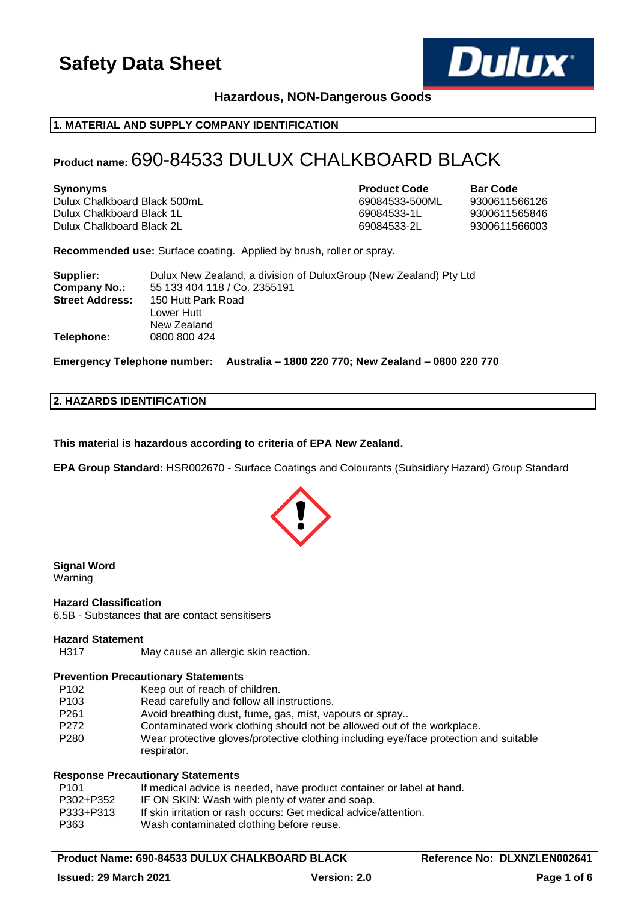# Safety Data Sheet

**Hazardous, NON-Dangerous Goods**

## 1. MATERIAL AND SUPPLY COMPANY IDENTIFICATION

## Product name: 690-84533 DULUX CHALKBOARD BLACK

| Synonyms | Product Code | Bar Code |
|---|---|---|
| Dulux Chalkboard Black 500mL | 69084533-500ML | 9300611566126 |
| Dulux Chalkboard Black 1L | 69084533-1L | 9300611565846 |
| Dulux Chalkboard Black 2L | 69084533-2L | 9300611566003 |

**Recommended use:** Surface coating. Applied by brush, roller or spray.

**Supplier:** Dulux New Zealand, a division of DuluxGroup (New Zealand) Pty Ltd
**Company No.:** 55 133 404 118 / Co. 2355191
**Street Address:** 150 Hutt Park Road
Lower Hutt
New Zealand
**Telephone:** 0800 800 424

**Emergency Telephone number: Australia – 1800 220 770; New Zealand – 0800 220 770**

## 2. HAZARDS IDENTIFICATION

**This material is hazardous according to criteria of EPA New Zealand.**

**EPA Group Standard:** HSR002670 - Surface Coatings and Colourants (Subsidiary Hazard) Group Standard

**Signal Word**
Warning

**Hazard Classification**
6.5B - Substances that are contact sensitisers

**Hazard Statement**

| | |
|---|---|
| H317 | May cause an allergic skin reaction. |

**Prevention Precautionary Statements**

| | |
|---|---|
| P102 | Keep out of reach of children. |
| P103 | Read carefully and follow all instructions. |
| P261 | Avoid breathing dust, fume, gas, mist, vapours or spray.. |
| P272 | Contaminated work clothing should not be allowed out of the workplace. |
| P280 | Wear protective gloves/protective clothing including eye/face protection and suitable respirator. |

**Response Precautionary Statements**

| | |
|---|---|
| P101 | If medical advice is needed, have product container or label at hand. |
| P302+P352 | IF ON SKIN: Wash with plenty of water and soap. |
| P333+P313 | If skin irritation or rash occurs: Get medical advice/attention. |
| P363 | Wash contaminated clothing before reuse. |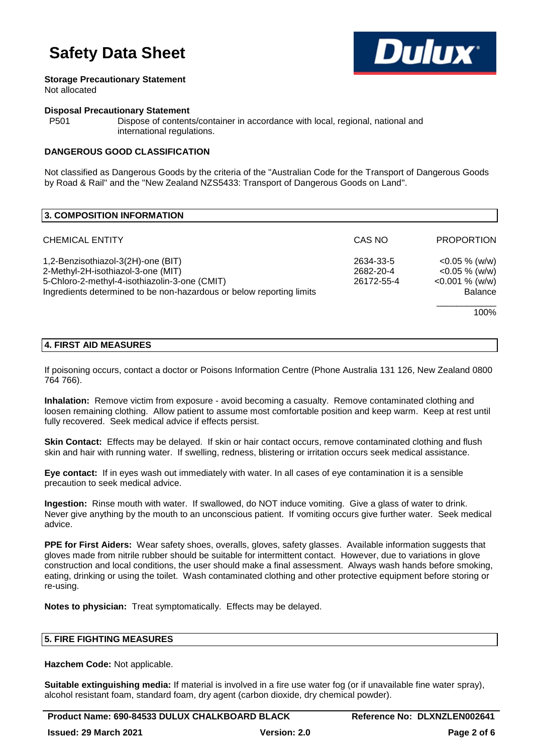**Storage Precautionary Statement**
Not allocated

**Disposal Precautionary Statement**

P501 Dispose of contents/container in accordance with local, regional, national and international regulations.

**DANGEROUS GOOD CLASSIFICATION**

Not classified as Dangerous Goods by the criteria of the "Australian Code for the Transport of Dangerous Goods by Road & Rail" and the "New Zealand NZS5433: Transport of Dangerous Goods on Land".

## 3. COMPOSITION INFORMATION

| CHEMICAL ENTITY | CAS NO | PROPORTION |
|---|---|---|
| 1,2-Benzisothiazol-3(2H)-one (BIT) | 2634-33-5 | <0.05 % (w/w) |
| 2-Methyl-2H-isothiazol-3-one (MIT) | 2682-20-4 | <0.05 % (w/w) |
| 5-Chloro-2-methyl-4-isothiazolin-3-one (CMIT) | 26172-55-4 | <0.001 % (w/w) |
| Ingredients determined to be non-hazardous or below reporting limits | | Balance |
| | | 100% |

## 4. FIRST AID MEASURES

If poisoning occurs, contact a doctor or Poisons Information Centre (Phone Australia 131 126, New Zealand 0800 764 766).

**Inhalation:** Remove victim from exposure - avoid becoming a casualty. Remove contaminated clothing and loosen remaining clothing. Allow patient to assume most comfortable position and keep warm. Keep at rest until fully recovered. Seek medical advice if effects persist.

**Skin Contact:** Effects may be delayed. If skin or hair contact occurs, remove contaminated clothing and flush skin and hair with running water. If swelling, redness, blistering or irritation occurs seek medical assistance.

**Eye contact:** If in eyes wash out immediately with water. In all cases of eye contamination it is a sensible precaution to seek medical advice.

**Ingestion:** Rinse mouth with water. If swallowed, do NOT induce vomiting. Give a glass of water to drink. Never give anything by the mouth to an unconscious patient. If vomiting occurs give further water. Seek medical advice.

**PPE for First Aiders:** Wear safety shoes, overalls, gloves, safety glasses. Available information suggests that gloves made from nitrile rubber should be suitable for intermittent contact. However, due to variations in glove construction and local conditions, the user should make a final assessment. Always wash hands before smoking, eating, drinking or using the toilet. Wash contaminated clothing and other protective equipment before storing or re-using.

**Notes to physician:** Treat symptomatically. Effects may be delayed.

## 5. FIRE FIGHTING MEASURES

**Hazchem Code:** Not applicable.

**Suitable extinguishing media:** If material is involved in a fire use water fog (or if unavailable fine water spray), alcohol resistant foam, standard foam, dry agent (carbon dioxide, dry chemical powder).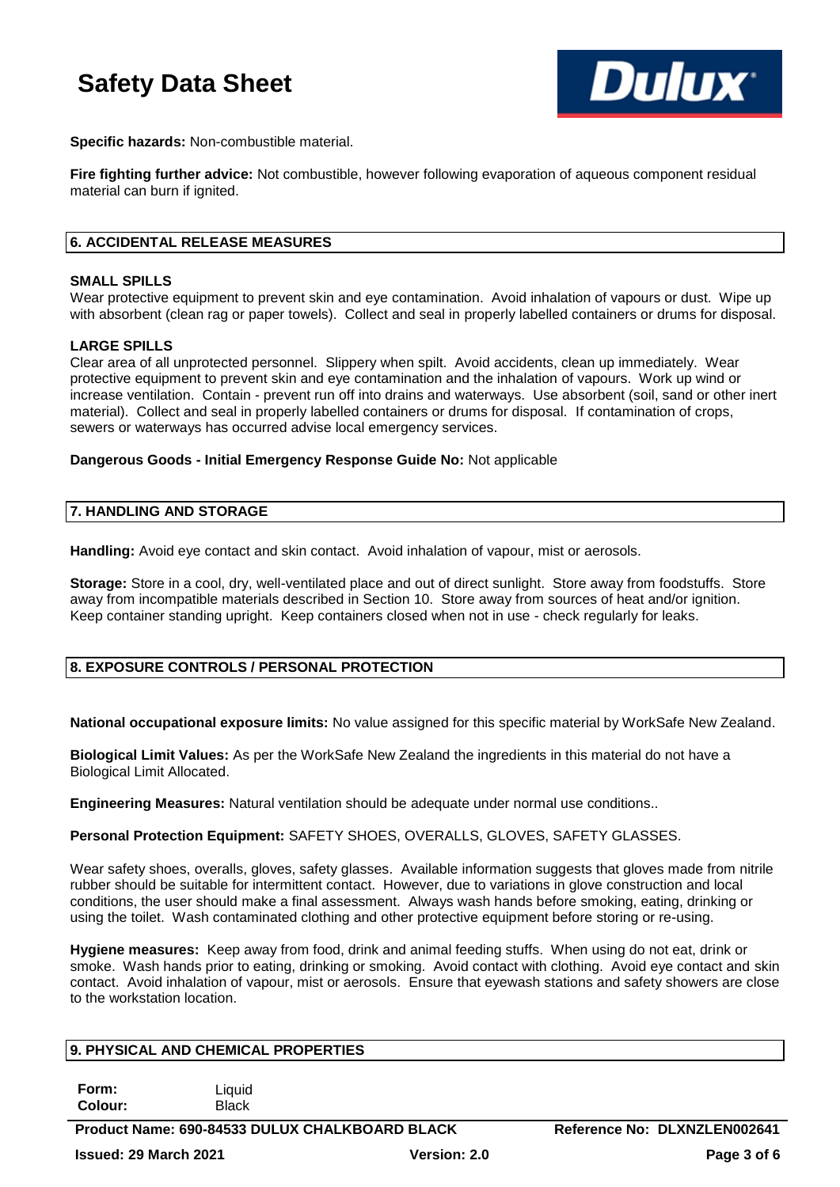**Specific hazards:** Non-combustible material.

**Fire fighting further advice:** Not combustible, however following evaporation of aqueous component residual material can burn if ignited.

## 6. ACCIDENTAL RELEASE MEASURES

### SMALL SPILLS

Wear protective equipment to prevent skin and eye contamination. Avoid inhalation of vapours or dust. Wipe up with absorbent (clean rag or paper towels). Collect and seal in properly labelled containers or drums for disposal.

### LARGE SPILLS

Clear area of all unprotected personnel. Slippery when spilt. Avoid accidents, clean up immediately. Wear protective equipment to prevent skin and eye contamination and the inhalation of vapours. Work up wind or increase ventilation. Contain - prevent run off into drains and waterways. Use absorbent (soil, sand or other inert material). Collect and seal in properly labelled containers or drums for disposal. If contamination of crops, sewers or waterways has occurred advise local emergency services.

**Dangerous Goods - Initial Emergency Response Guide No:** Not applicable

## 7. HANDLING AND STORAGE

**Handling:** Avoid eye contact and skin contact. Avoid inhalation of vapour, mist or aerosols.

**Storage:** Store in a cool, dry, well-ventilated place and out of direct sunlight. Store away from foodstuffs. Store away from incompatible materials described in Section 10. Store away from sources of heat and/or ignition. Keep container standing upright. Keep containers closed when not in use - check regularly for leaks.

## 8. EXPOSURE CONTROLS / PERSONAL PROTECTION

**National occupational exposure limits:** No value assigned for this specific material by WorkSafe New Zealand.

**Biological Limit Values:** As per the WorkSafe New Zealand the ingredients in this material do not have a Biological Limit Allocated.

**Engineering Measures:** Natural ventilation should be adequate under normal use conditions..

**Personal Protection Equipment:** SAFETY SHOES, OVERALLS, GLOVES, SAFETY GLASSES.

Wear safety shoes, overalls, gloves, safety glasses. Available information suggests that gloves made from nitrile rubber should be suitable for intermittent contact. However, due to variations in glove construction and local conditions, the user should make a final assessment. Always wash hands before smoking, eating, drinking or using the toilet. Wash contaminated clothing and other protective equipment before storing or re-using.

**Hygiene measures:** Keep away from food, drink and animal feeding stuffs. When using do not eat, drink or smoke. Wash hands prior to eating, drinking or smoking. Avoid contact with clothing. Avoid eye contact and skin contact. Avoid inhalation of vapour, mist or aerosols. Ensure that eyewash stations and safety showers are close to the workstation location.

## 9. PHYSICAL AND CHEMICAL PROPERTIES

| | |
|---|---|
| **Form:** | Liquid |
| **Colour:** | Black |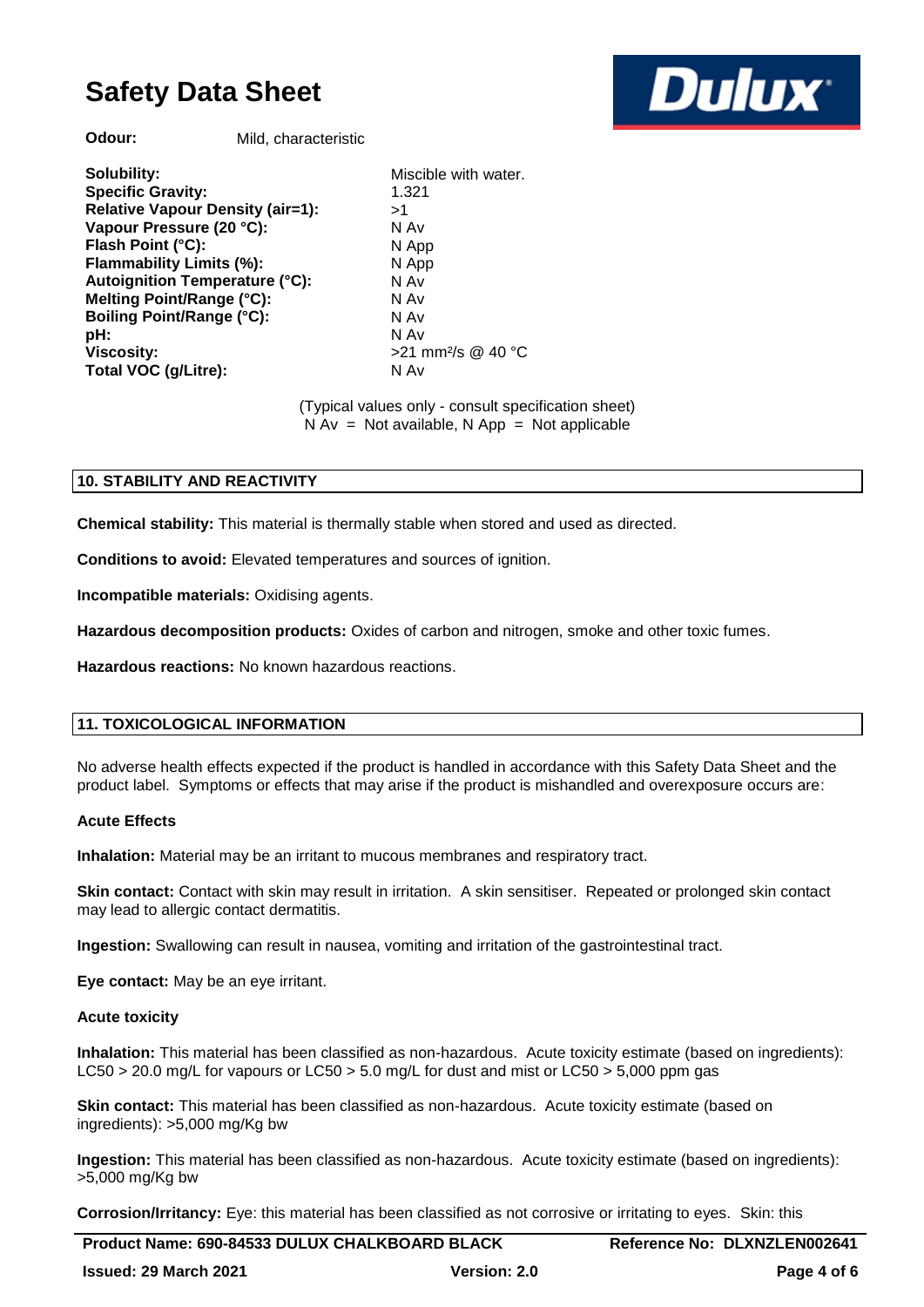**Odour:** Mild, characteristic

| | |
|---|---|
| **Solubility:** | Miscible with water. |
| **Specific Gravity:** | 1.321 |
| **Relative Vapour Density (air=1):** | >1 |
| **Vapour Pressure (20 °C):** | N Av |
| **Flash Point (°C):** | N App |
| **Flammability Limits (%):** | N App |
| **Autoignition Temperature (°C):** | N Av |
| **Melting Point/Range (°C):** | N Av |
| **Boiling Point/Range (°C):** | N Av |
| **pH:** | N Av |
| **Viscosity:** | >21 $mm^2/s$ @ 40 °C |
| **Total VOC (g/Litre):** | N Av |

(Typical values only - consult specification sheet)
N Av = Not available, N App = Not applicable

## 10. STABILITY AND REACTIVITY

**Chemical stability:** This material is thermally stable when stored and used as directed.

**Conditions to avoid:** Elevated temperatures and sources of ignition.

**Incompatible materials:** Oxidising agents.

**Hazardous decomposition products:** Oxides of carbon and nitrogen, smoke and other toxic fumes.

**Hazardous reactions:** No known hazardous reactions.

## 11. TOXICOLOGICAL INFORMATION

No adverse health effects expected if the product is handled in accordance with this Safety Data Sheet and the product label. Symptoms or effects that may arise if the product is mishandled and overexposure occurs are:

### Acute Effects

**Inhalation:** Material may be an irritant to mucous membranes and respiratory tract.

**Skin contact:** Contact with skin may result in irritation. A skin sensitiser. Repeated or prolonged skin contact may lead to allergic contact dermatitis.

**Ingestion:** Swallowing can result in nausea, vomiting and irritation of the gastrointestinal tract.

**Eye contact:** May be an eye irritant.

### Acute toxicity

**Inhalation:** This material has been classified as non-hazardous. Acute toxicity estimate (based on ingredients): LC50 > 20.0 mg/L for vapours or LC50 > 5.0 mg/L for dust and mist or LC50 > 5,000 ppm gas

**Skin contact:** This material has been classified as non-hazardous. Acute toxicity estimate (based on ingredients): >5,000 mg/Kg bw

**Ingestion:** This material has been classified as non-hazardous. Acute toxicity estimate (based on ingredients): >5,000 mg/Kg bw

**Corrosion/Irritancy:** Eye: this material has been classified as not corrosive or irritating to eyes. Skin: this

**Product Name: 690-84533 DULUX CHALKBOARD BLACK** **Reference No: DLXNZLEN002641**
**Issued: 29 March 2021** **Version: 2.0**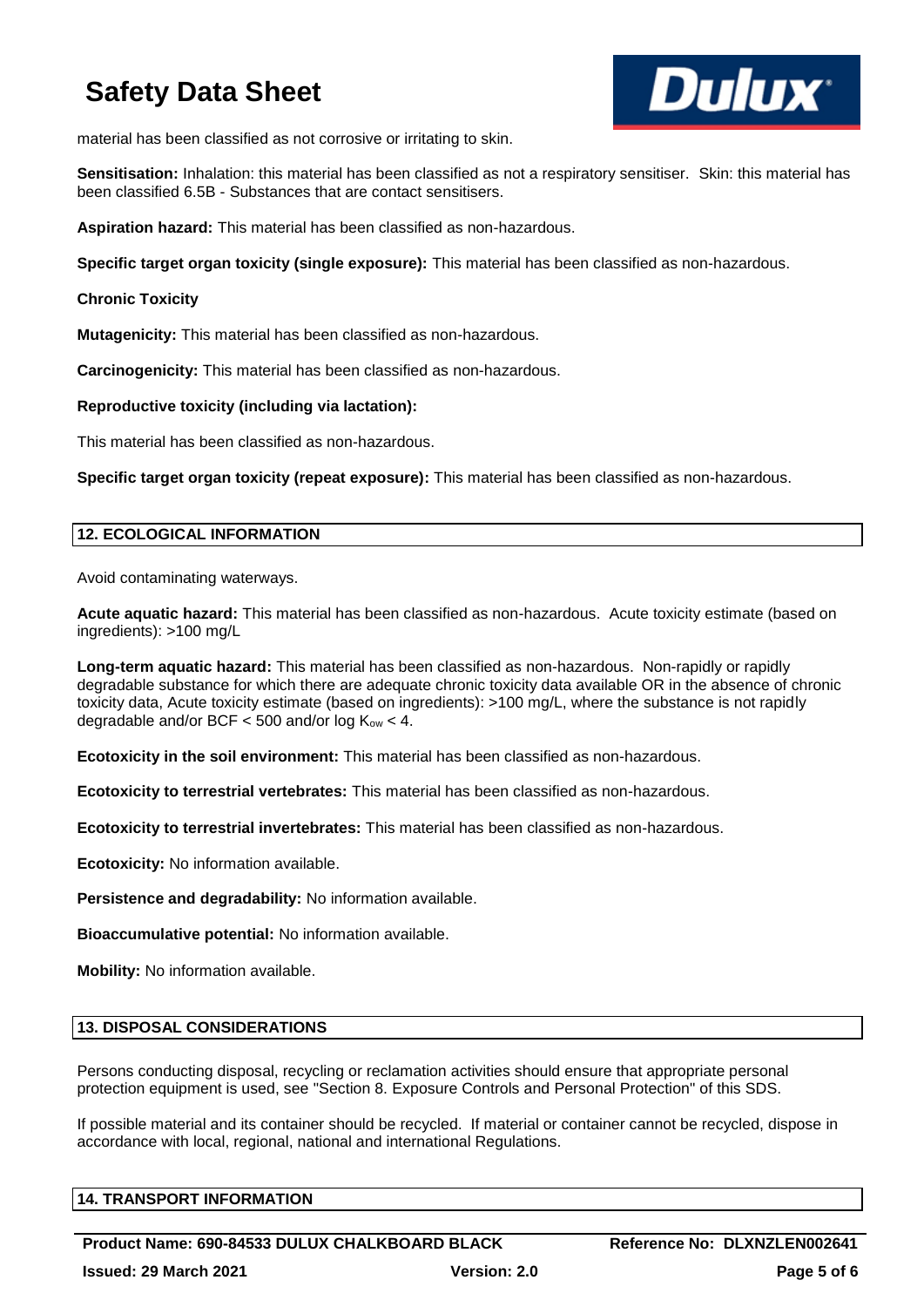material has been classified as not corrosive or irritating to skin.

**Sensitisation:** Inhalation: this material has been classified as not a respiratory sensitiser. Skin: this material has been classified 6.5B - Substances that are contact sensitisers.

**Aspiration hazard:** This material has been classified as non-hazardous.

**Specific target organ toxicity (single exposure):** This material has been classified as non-hazardous.

**Chronic Toxicity**

**Mutagenicity:** This material has been classified as non-hazardous.

**Carcinogenicity:** This material has been classified as non-hazardous.

**Reproductive toxicity (including via lactation):**

This material has been classified as non-hazardous.

**Specific target organ toxicity (repeat exposure):** This material has been classified as non-hazardous.

## 12. ECOLOGICAL INFORMATION

Avoid contaminating waterways.

**Acute aquatic hazard:** This material has been classified as non-hazardous. Acute toxicity estimate (based on ingredients): >100 mg/L

**Long-term aquatic hazard:** This material has been classified as non-hazardous. Non-rapidly or rapidly degradable substance for which there are adequate chronic toxicity data available OR in the absence of chronic toxicity data, Acute toxicity estimate (based on ingredients): >100 mg/L, where the substance is not rapidly degradable and/or BCF < 500 and/or log $K_{ow}$ < 4.

**Ecotoxicity in the soil environment:** This material has been classified as non-hazardous.

**Ecotoxicity to terrestrial vertebrates:** This material has been classified as non-hazardous.

**Ecotoxicity to terrestrial invertebrates:** This material has been classified as non-hazardous.

**Ecotoxicity:** No information available.

**Persistence and degradability:** No information available.

**Bioaccumulative potential:** No information available.

**Mobility:** No information available.

## 13. DISPOSAL CONSIDERATIONS

Persons conducting disposal, recycling or reclamation activities should ensure that appropriate personal protection equipment is used, see "Section 8. Exposure Controls and Personal Protection" of this SDS.

If possible material and its container should be recycled. If material or container cannot be recycled, dispose in accordance with local, regional, national and international Regulations.

## 14. TRANSPORT INFORMATION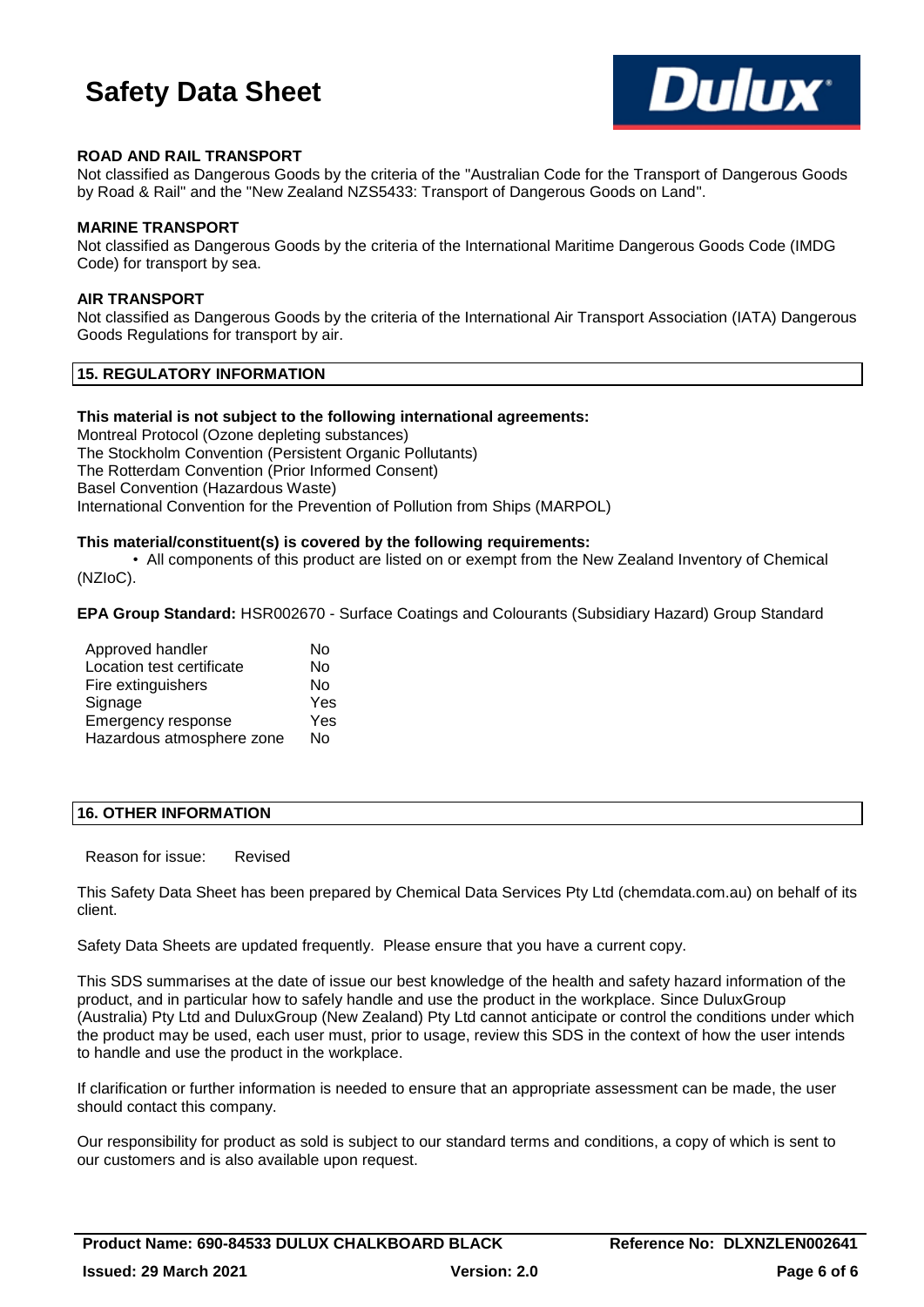**ROAD AND RAIL TRANSPORT**

Not classified as Dangerous Goods by the criteria of the "Australian Code for the Transport of Dangerous Goods by Road & Rail" and the "New Zealand NZS5433: Transport of Dangerous Goods on Land".

**MARINE TRANSPORT**

Not classified as Dangerous Goods by the criteria of the International Maritime Dangerous Goods Code (IMDG Code) for transport by sea.

**AIR TRANSPORT**

Not classified as Dangerous Goods by the criteria of the International Air Transport Association (IATA) Dangerous Goods Regulations for transport by air.

## 15. REGULATORY INFORMATION

**This material is not subject to the following international agreements:**

Montreal Protocol (Ozone depleting substances)
The Stockholm Convention (Persistent Organic Pollutants)
The Rotterdam Convention (Prior Informed Consent)
Basel Convention (Hazardous Waste)
International Convention for the Prevention of Pollution from Ships (MARPOL)

**This material/constituent(s) is covered by the following requirements:**

- All components of this product are listed on or exempt from the New Zealand Inventory of Chemical (NZIoC).

**EPA Group Standard:** HSR002670 - Surface Coatings and Colourants (Subsidiary Hazard) Group Standard

| | |
|---|---|
| Approved handler | No |
| Location test certificate | No |
| Fire extinguishers | No |
| Signage | Yes |
| Emergency response | Yes |
| Hazardous atmosphere zone | No |

## 16. OTHER INFORMATION

Reason for issue: Revised

This Safety Data Sheet has been prepared by Chemical Data Services Pty Ltd (chemdata.com.au) on behalf of its client.

Safety Data Sheets are updated frequently. Please ensure that you have a current copy.

This SDS summarises at the date of issue our best knowledge of the health and safety hazard information of the product, and in particular how to safely handle and use the product in the workplace. Since DuluxGroup (Australia) Pty Ltd and DuluxGroup (New Zealand) Pty Ltd cannot anticipate or control the conditions under which the product may be used, each user must, prior to usage, review this SDS in the context of how the user intends to handle and use the product in the workplace.

If clarification or further information is needed to ensure that an appropriate assessment can be made, the user should contact this company.

Our responsibility for product as sold is subject to our standard terms and conditions, a copy of which is sent to our customers and is also available upon request.